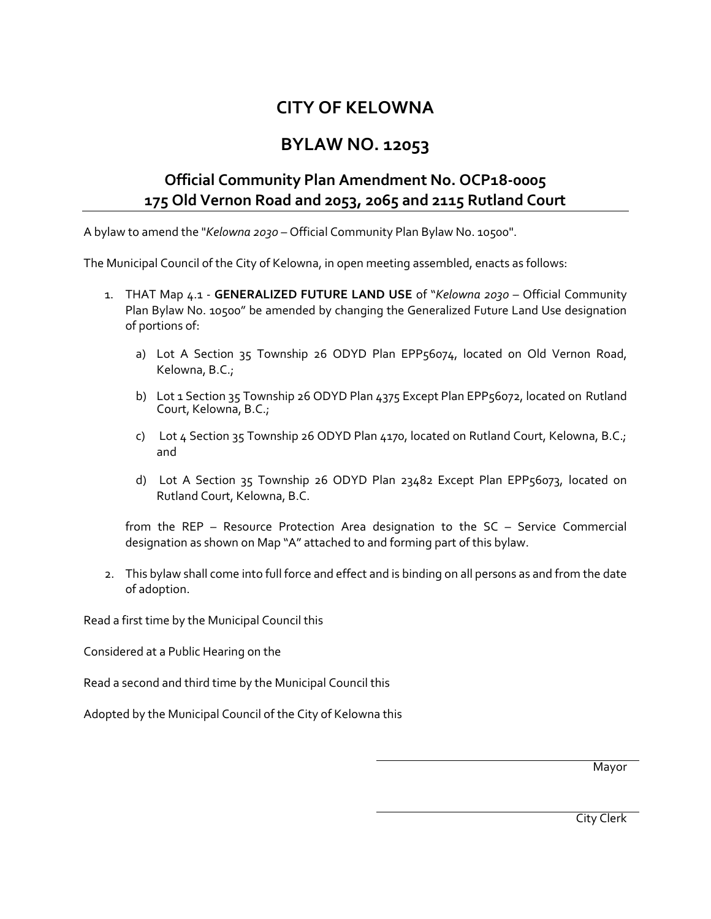# CITY OF KELOWNA

# BYLAW NO. 12053

## Official Community Plan Amendment No. OCP18-0005
## 175 Old Vernon Road and 2053, 2065 and 2115 Rutland Court

A bylaw to amend the "*Kelowna 2030* – Official Community Plan Bylaw No. 10500".

The Municipal Council of the City of Kelowna, in open meeting assembled, enacts as follows:

1. THAT Map 4.1 - **GENERALIZED FUTURE LAND USE** of "*Kelowna 2030* – Official Community Plan Bylaw No. 10500" be amended by changing the Generalized Future Land Use designation of portions of:

   a) Lot A Section 35 Township 26 ODYD Plan EPP56074, located on Old Vernon Road, Kelowna, B.C.;

   b) Lot 1 Section 35 Township 26 ODYD Plan 4375 Except Plan EPP56072, located on Rutland Court, Kelowna, B.C.;

   c) Lot 4 Section 35 Township 26 ODYD Plan 4170, located on Rutland Court, Kelowna, B.C.; and

   d) Lot A Section 35 Township 26 ODYD Plan 23482 Except Plan EPP56073, located on Rutland Court, Kelowna, B.C.

   from the REP – Resource Protection Area designation to the SC – Service Commercial designation as shown on Map "A" attached to and forming part of this bylaw.

2. This bylaw shall come into full force and effect and is binding on all persons as and from the date of adoption.

Read a first time by the Municipal Council this

Considered at a Public Hearing on the

Read a second and third time by the Municipal Council this

Adopted by the Municipal Council of the City of Kelowna this

Mayor

City Clerk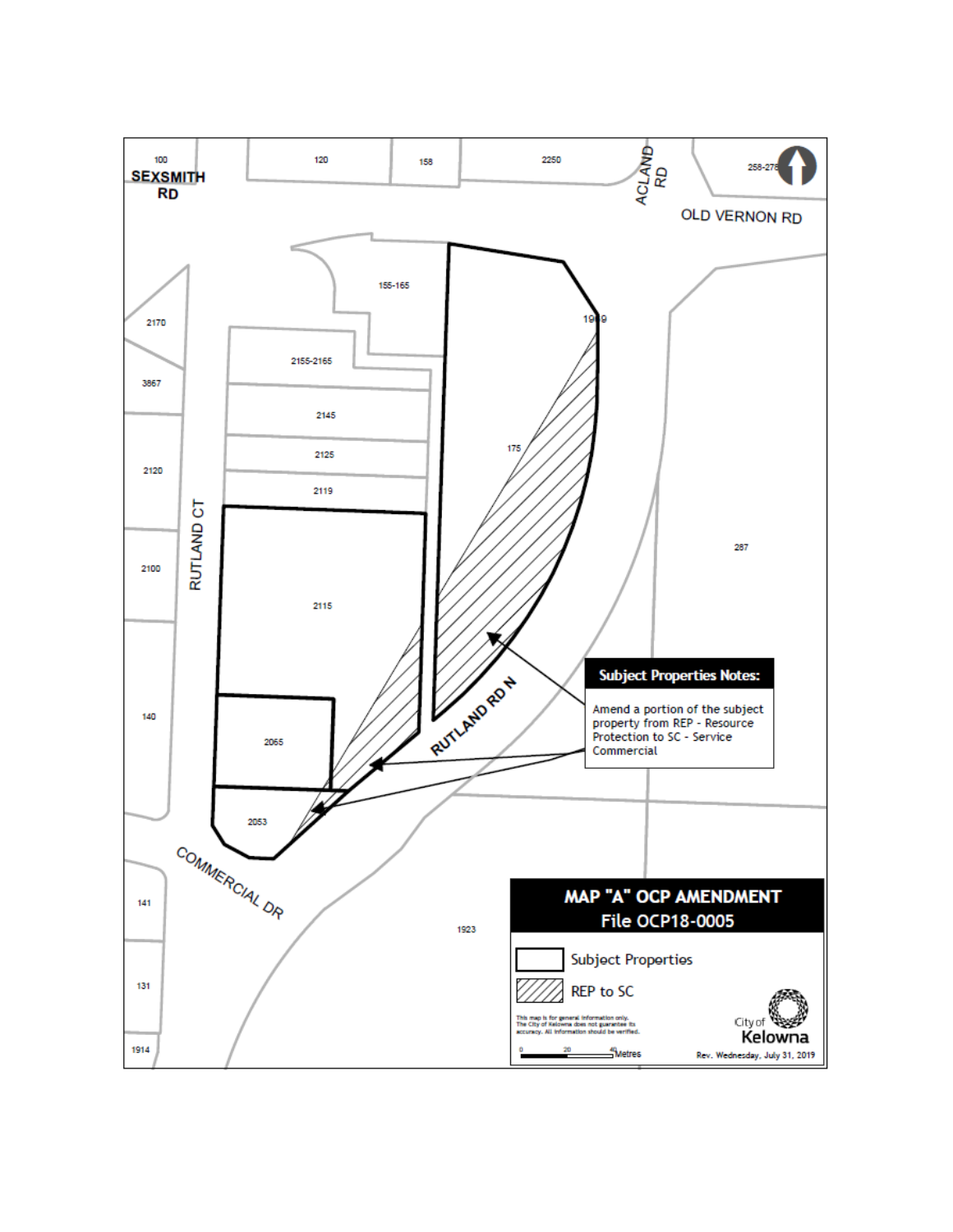SEXSMITH RD

100

120

158

2250

ACLAND RD

258-278

OLD VERNON RD

155-165

1969

2170

2155-2165

3867

2145

175

2125

2120

2119

287

RUTLAND CT

2100

2115

140

RUTLAND RD N

2065

2053

COMMERCIAL DR

141

1923

131

1914

**Subject Properties Notes:**

Amend a portion of the subject property from REP - Resource Protection to SC - Service Commercial

## MAP "A" OCP AMENDMENT

## File OCP18-0005

Subject Properties

REP to SC

This map is for general information only. The City of Kelowna does not guarantee its accuracy. All information should be verified.

0 20 40 Metres

City of Kelowna

Rev. Wednesday, July 31, 2019